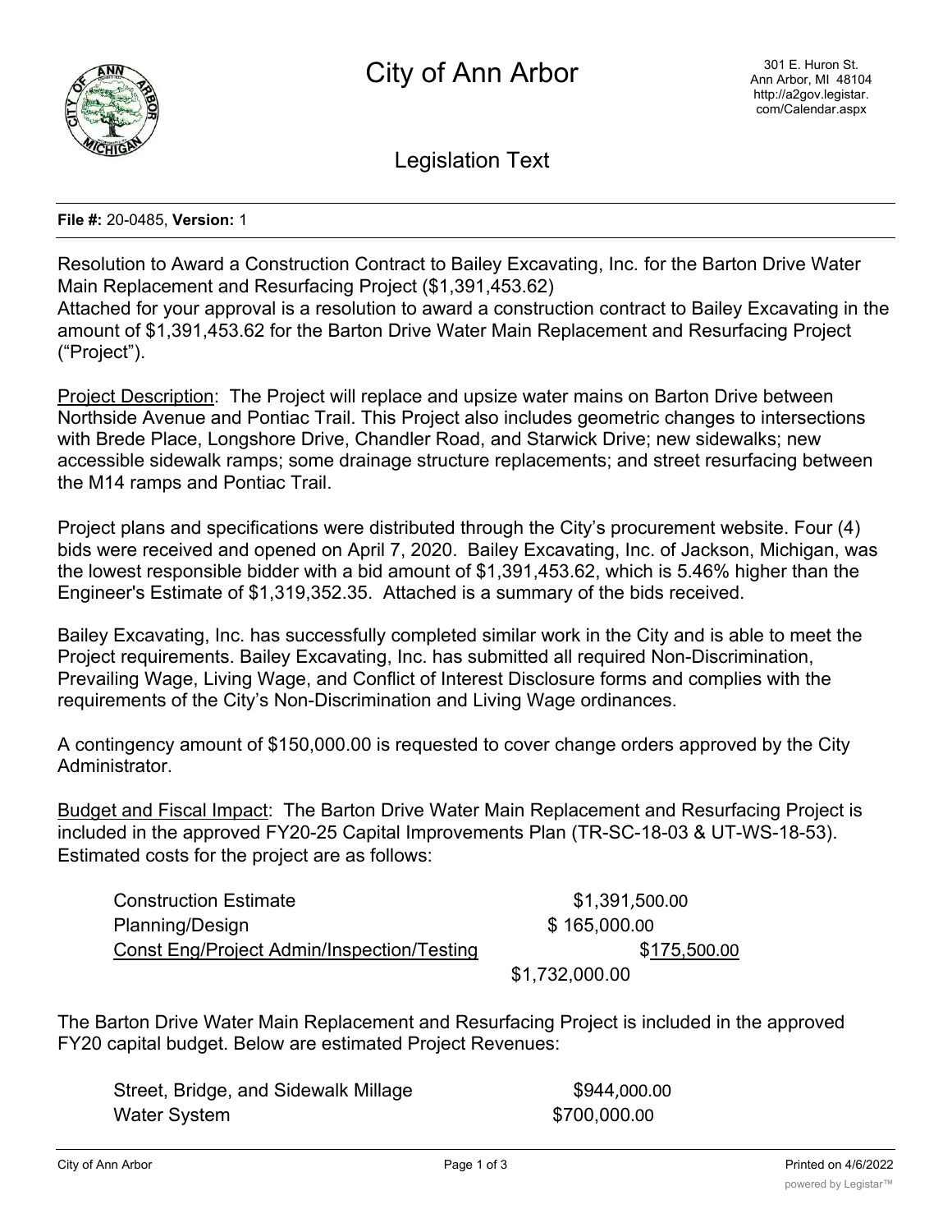# City of Ann Arbor

301 E. Huron St.
Ann Arbor, MI 48104
http://a2gov.legistar.com/Calendar.aspx

## Legislation Text

**File #:** 20-0485, **Version:** 1

Resolution to Award a Construction Contract to Bailey Excavating, Inc. for the Barton Drive Water Main Replacement and Resurfacing Project ($1,391,453.62)

Attached for your approval is a resolution to award a construction contract to Bailey Excavating in the amount of $1,391,453.62 for the Barton Drive Water Main Replacement and Resurfacing Project ("Project").

Project Description: The Project will replace and upsize water mains on Barton Drive between Northside Avenue and Pontiac Trail. This Project also includes geometric changes to intersections with Brede Place, Longshore Drive, Chandler Road, and Starwick Drive; new sidewalks; new accessible sidewalk ramps; some drainage structure replacements; and street resurfacing between the M14 ramps and Pontiac Trail.

Project plans and specifications were distributed through the City's procurement website. Four (4) bids were received and opened on April 7, 2020. Bailey Excavating, Inc. of Jackson, Michigan, was the lowest responsible bidder with a bid amount of $1,391,453.62, which is 5.46% higher than the Engineer's Estimate of $1,319,352.35. Attached is a summary of the bids received.

Bailey Excavating, Inc. has successfully completed similar work in the City and is able to meet the Project requirements. Bailey Excavating, Inc. has submitted all required Non-Discrimination, Prevailing Wage, Living Wage, and Conflict of Interest Disclosure forms and complies with the requirements of the City's Non-Discrimination and Living Wage ordinances.

A contingency amount of $150,000.00 is requested to cover change orders approved by the City Administrator.

Budget and Fiscal Impact: The Barton Drive Water Main Replacement and Resurfacing Project is included in the approved FY20-25 Capital Improvements Plan (TR-SC-18-03 & UT-WS-18-53). Estimated costs for the project are as follows:

| | |
|---|---|
| Construction Estimate | $1,391,500.00 |
| Planning/Design | $ 165,000.00 |
| Const Eng/Project Admin/Inspection/Testing | $175,500.00 |
| | $1,732,000.00 |

The Barton Drive Water Main Replacement and Resurfacing Project is included in the approved FY20 capital budget. Below are estimated Project Revenues:

| | |
|---|---|
| Street, Bridge, and Sidewalk Millage | $944,000.00 |
| Water System | $700,000.00 |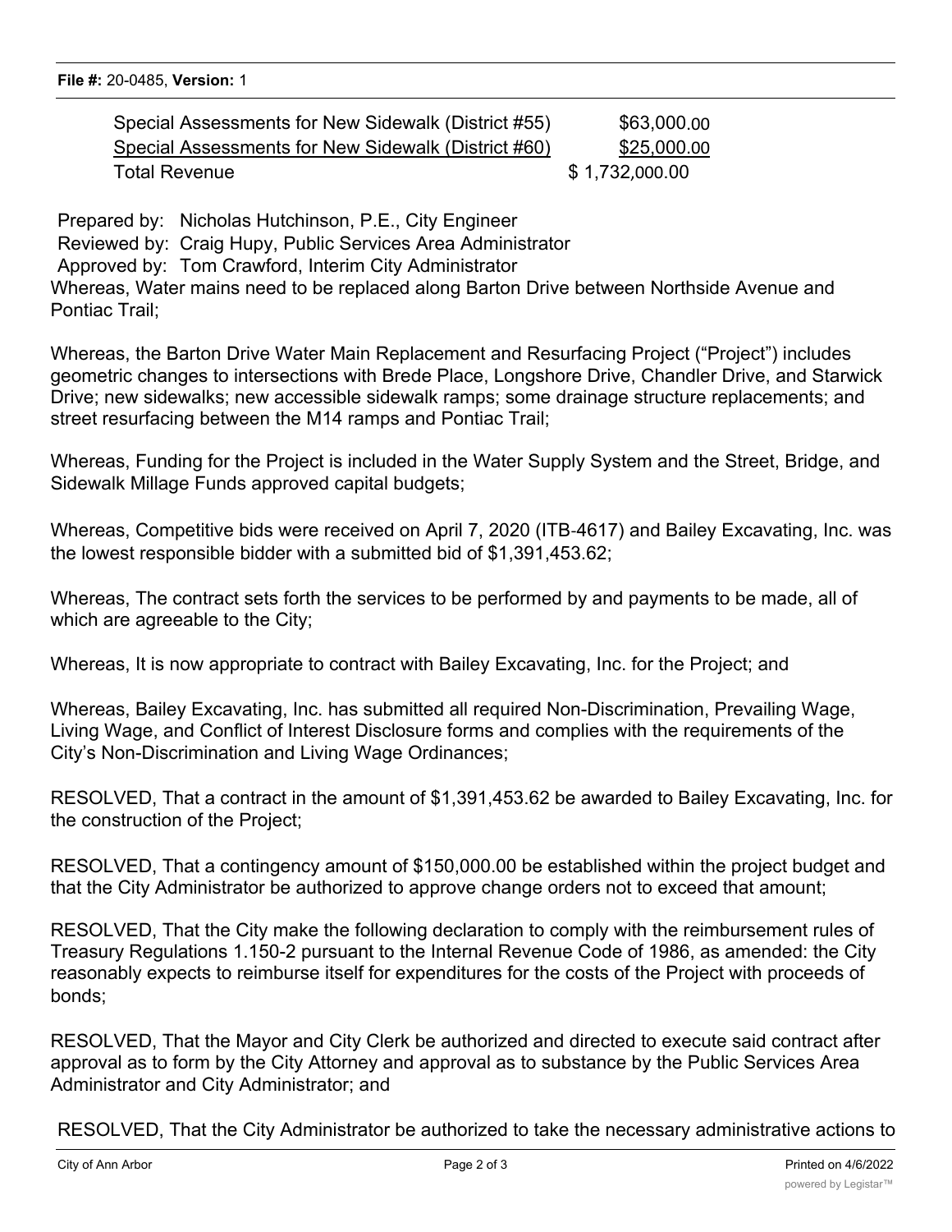File #: 20-0485, Version: 1

| | |
|---|---|
| Special Assessments for New Sidewalk (District #55) | $63,000.00 |
| Special Assessments for New Sidewalk (District #60) | $25,000.00 |
| Total Revenue | $ 1,732,000.00 |

Prepared by: Nicholas Hutchinson, P.E., City Engineer
Reviewed by: Craig Hupy, Public Services Area Administrator
Approved by: Tom Crawford, Interim City Administrator

Whereas, Water mains need to be replaced along Barton Drive between Northside Avenue and Pontiac Trail;

Whereas, the Barton Drive Water Main Replacement and Resurfacing Project ("Project") includes geometric changes to intersections with Brede Place, Longshore Drive, Chandler Drive, and Starwick Drive; new sidewalks; new accessible sidewalk ramps; some drainage structure replacements; and street resurfacing between the M14 ramps and Pontiac Trail;

Whereas, Funding for the Project is included in the Water Supply System and the Street, Bridge, and Sidewalk Millage Funds approved capital budgets;

Whereas, Competitive bids were received on April 7, 2020 (ITB-4617) and Bailey Excavating, Inc. was the lowest responsible bidder with a submitted bid of $1,391,453.62;

Whereas, The contract sets forth the services to be performed by and payments to be made, all of which are agreeable to the City;

Whereas, It is now appropriate to contract with Bailey Excavating, Inc. for the Project; and

Whereas, Bailey Excavating, Inc. has submitted all required Non-Discrimination, Prevailing Wage, Living Wage, and Conflict of Interest Disclosure forms and complies with the requirements of the City's Non-Discrimination and Living Wage Ordinances;

RESOLVED, That a contract in the amount of $1,391,453.62 be awarded to Bailey Excavating, Inc. for the construction of the Project;

RESOLVED, That a contingency amount of $150,000.00 be established within the project budget and that the City Administrator be authorized to approve change orders not to exceed that amount;

RESOLVED, That the City make the following declaration to comply with the reimbursement rules of Treasury Regulations 1.150-2 pursuant to the Internal Revenue Code of 1986, as amended: the City reasonably expects to reimburse itself for expenditures for the costs of the Project with proceeds of bonds;

RESOLVED, That the Mayor and City Clerk be authorized and directed to execute said contract after approval as to form by the City Attorney and approval as to substance by the Public Services Area Administrator and City Administrator; and

RESOLVED, That the City Administrator be authorized to take the necessary administrative actions to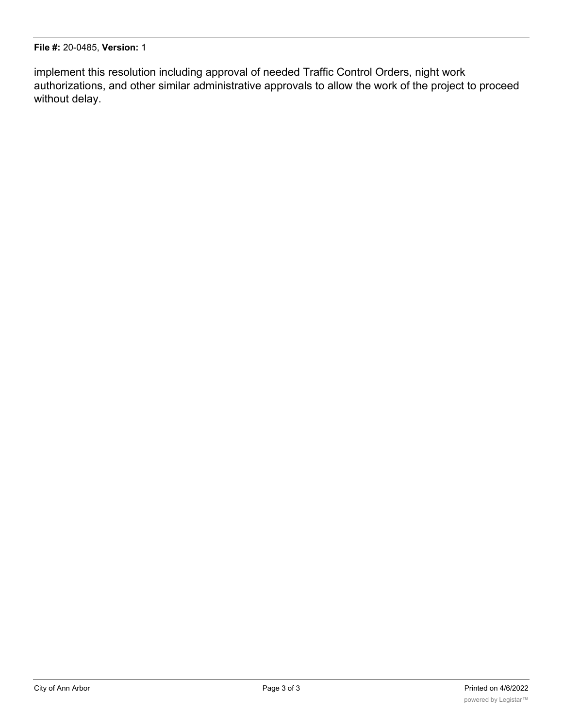implement this resolution including approval of needed Traffic Control Orders, night work authorizations, and other similar administrative approvals to allow the work of the project to proceed without delay.